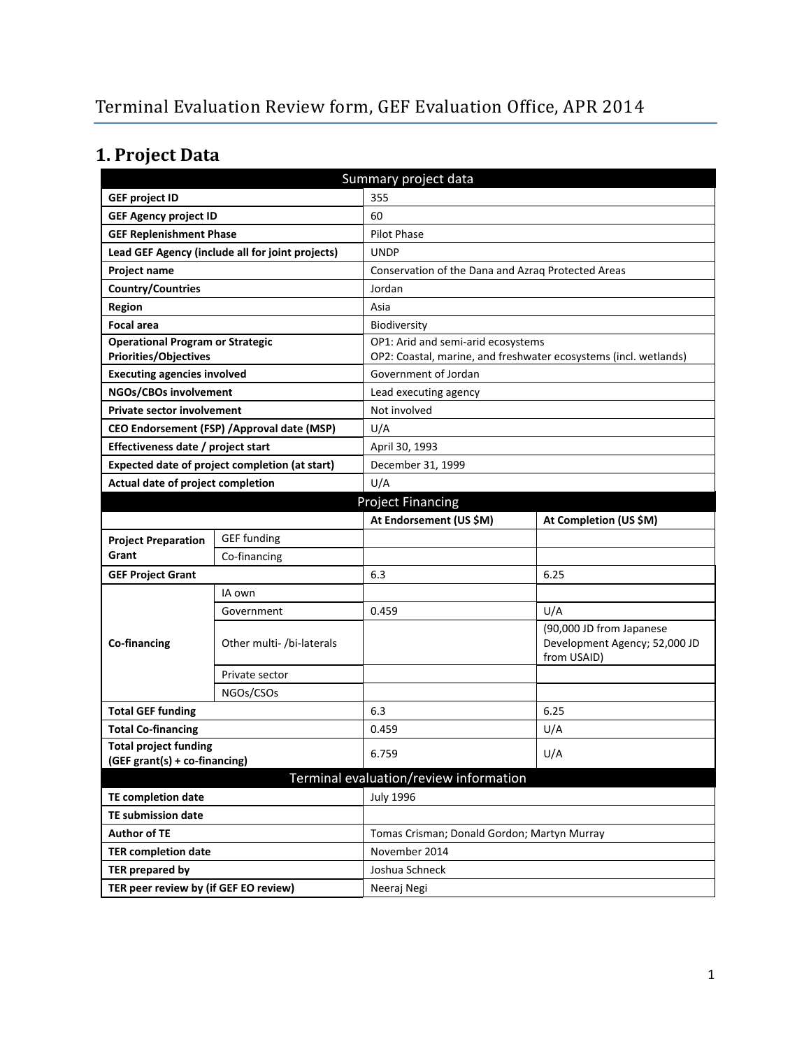# Terminal Evaluation Review form, GEF Evaluation Office, APR 2014

## 1. Project Data

| Summary project data | | | |
|---|---|---|---|
| **GEF project ID** | | 355 | |
| **GEF Agency project ID** | | 60 | |
| **GEF Replenishment Phase** | | Pilot Phase | |
| **Lead GEF Agency (include all for joint projects)** | | UNDP | |
| **Project name** | | Conservation of the Dana and Azraq Protected Areas | |
| **Country/Countries** | | Jordan | |
| **Region** | | Asia | |
| **Focal area** | | Biodiversity | |
| **Operational Program or Strategic Priorities/Objectives** | | OP1: Arid and semi-arid ecosystems<br>OP2: Coastal, marine, and freshwater ecosystems (incl. wetlands) | |
| **Executing agencies involved** | | Government of Jordan | |
| **NGOs/CBOs involvement** | | Lead executing agency | |
| **Private sector involvement** | | Not involved | |
| **CEO Endorsement (FSP) /Approval date (MSP)** | | U/A | |
| **Effectiveness date / project start** | | April 30, 1993 | |
| **Expected date of project completion (at start)** | | December 31, 1999 | |
| **Actual date of project completion** | | U/A | |
| **Project Financing** | | | |
| | | **At Endorsement (US $M)** | **At Completion (US $M)** |
| **Project Preparation Grant** | GEF funding | | |
| | Co-financing | | |
| **GEF Project Grant** | | 6.3 | 6.25 |
| **Co-financing** | IA own | | |
| | Government | 0.459 | U/A |
| | Other multi- /bi-laterals | | (90,000 JD from Japanese Development Agency; 52,000 JD from USAID) |
| | Private sector | | |
| | NGOs/CSOs | | |
| **Total GEF funding** | | 6.3 | 6.25 |
| **Total Co-financing** | | 0.459 | U/A |
| **Total project funding (GEF grant(s) + co-financing)** | | 6.759 | U/A |
| **Terminal evaluation/review information** | | | |
| **TE completion date** | | July 1996 | |
| **TE submission date** | | | |
| **Author of TE** | | Tomas Crisman; Donald Gordon; Martyn Murray | |
| **TER completion date** | | November 2014 | |
| **TER prepared by** | | Joshua Schneck | |
| **TER peer review by (if GEF EO review)** | | Neeraj Negi | |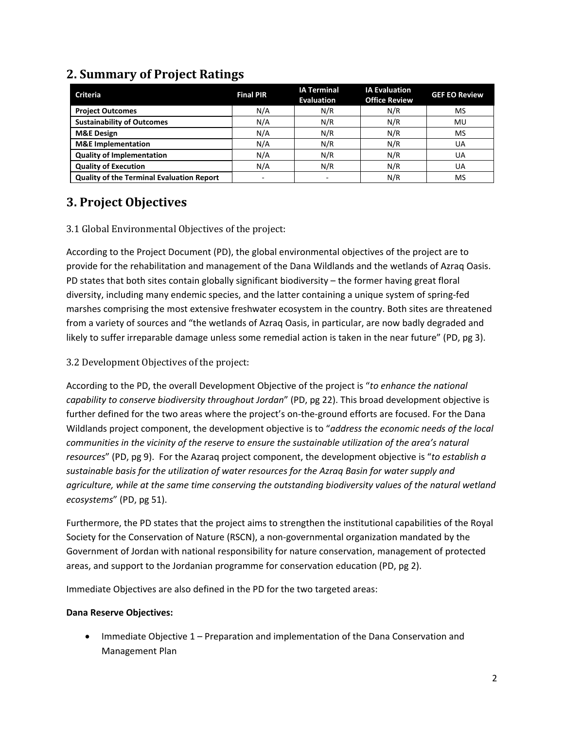## 2. Summary of Project Ratings

| Criteria | Final PIR | IA Terminal Evaluation | IA Evaluation Office Review | GEF EO Review |
|---|---|---|---|---|
| **Project Outcomes** | N/A | N/R | N/R | MS |
| **Sustainability of Outcomes** | N/A | N/R | N/R | MU |
| **M&E Design** | N/A | N/R | N/R | MS |
| **M&E Implementation** | N/A | N/R | N/R | UA |
| **Quality of Implementation** | N/A | N/R | N/R | UA |
| **Quality of Execution** | N/A | N/R | N/R | UA |
| **Quality of the Terminal Evaluation Report** | - | - | N/R | MS |

## 3. Project Objectives

### 3.1 Global Environmental Objectives of the project:

According to the Project Document (PD), the global environmental objectives of the project are to provide for the rehabilitation and management of the Dana Wildlands and the wetlands of Azraq Oasis. PD states that both sites contain globally significant biodiversity – the former having great floral diversity, including many endemic species, and the latter containing a unique system of spring-fed marshes comprising the most extensive freshwater ecosystem in the country. Both sites are threatened from a variety of sources and "the wetlands of Azraq Oasis, in particular, are now badly degraded and likely to suffer irreparable damage unless some remedial action is taken in the near future" (PD, pg 3).

### 3.2 Development Objectives of the project:

According to the PD, the overall Development Objective of the project is "*to enhance the national capability to conserve biodiversity throughout Jordan*" (PD, pg 22). This broad development objective is further defined for the two areas where the project's on-the-ground efforts are focused. For the Dana Wildlands project component, the development objective is to "*address the economic needs of the local communities in the vicinity of the reserve to ensure the sustainable utilization of the area's natural resources*" (PD, pg 9). For the Azaraq project component, the development objective is "*to establish a sustainable basis for the utilization of water resources for the Azraq Basin for water supply and agriculture, while at the same time conserving the outstanding biodiversity values of the natural wetland ecosystems*" (PD, pg 51).

Furthermore, the PD states that the project aims to strengthen the institutional capabilities of the Royal Society for the Conservation of Nature (RSCN), a non-governmental organization mandated by the Government of Jordan with national responsibility for nature conservation, management of protected areas, and support to the Jordanian programme for conservation education (PD, pg 2).

Immediate Objectives are also defined in the PD for the two targeted areas:

**Dana Reserve Objectives:**

- Immediate Objective 1 – Preparation and implementation of the Dana Conservation and Management Plan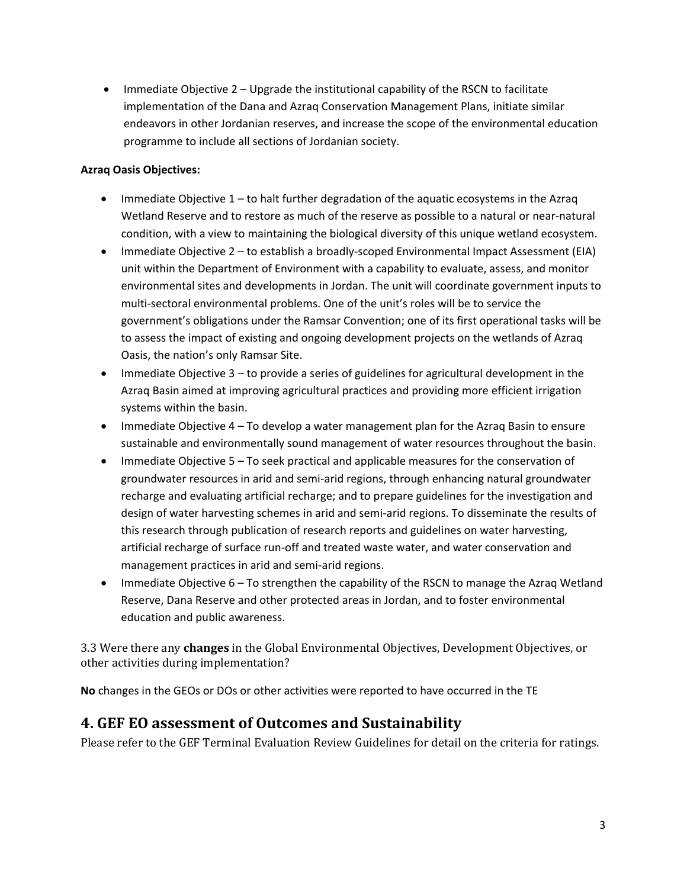- Immediate Objective 2 – Upgrade the institutional capability of the RSCN to facilitate implementation of the Dana and Azraq Conservation Management Plans, initiate similar endeavors in other Jordanian reserves, and increase the scope of the environmental education programme to include all sections of Jordanian society.

**Azraq Oasis Objectives:**

- Immediate Objective 1 – to halt further degradation of the aquatic ecosystems in the Azraq Wetland Reserve and to restore as much of the reserve as possible to a natural or near-natural condition, with a view to maintaining the biological diversity of this unique wetland ecosystem.
- Immediate Objective 2 – to establish a broadly-scoped Environmental Impact Assessment (EIA) unit within the Department of Environment with a capability to evaluate, assess, and monitor environmental sites and developments in Jordan. The unit will coordinate government inputs to multi-sectoral environmental problems. One of the unit's roles will be to service the government's obligations under the Ramsar Convention; one of its first operational tasks will be to assess the impact of existing and ongoing development projects on the wetlands of Azraq Oasis, the nation's only Ramsar Site.
- Immediate Objective 3 – to provide a series of guidelines for agricultural development in the Azraq Basin aimed at improving agricultural practices and providing more efficient irrigation systems within the basin.
- Immediate Objective 4 – To develop a water management plan for the Azraq Basin to ensure sustainable and environmentally sound management of water resources throughout the basin.
- Immediate Objective 5 – To seek practical and applicable measures for the conservation of groundwater resources in arid and semi-arid regions, through enhancing natural groundwater recharge and evaluating artificial recharge; and to prepare guidelines for the investigation and design of water harvesting schemes in arid and semi-arid regions. To disseminate the results of this research through publication of research reports and guidelines on water harvesting, artificial recharge of surface run-off and treated waste water, and water conservation and management practices in arid and semi-arid regions.
- Immediate Objective 6 – To strengthen the capability of the RSCN to manage the Azraq Wetland Reserve, Dana Reserve and other protected areas in Jordan, and to foster environmental education and public awareness.

3.3 Were there any **changes** in the Global Environmental Objectives, Development Objectives, or other activities during implementation?

**No** changes in the GEOs or DOs or other activities were reported to have occurred in the TE

## 4. GEF EO assessment of Outcomes and Sustainability

Please refer to the GEF Terminal Evaluation Review Guidelines for detail on the criteria for ratings.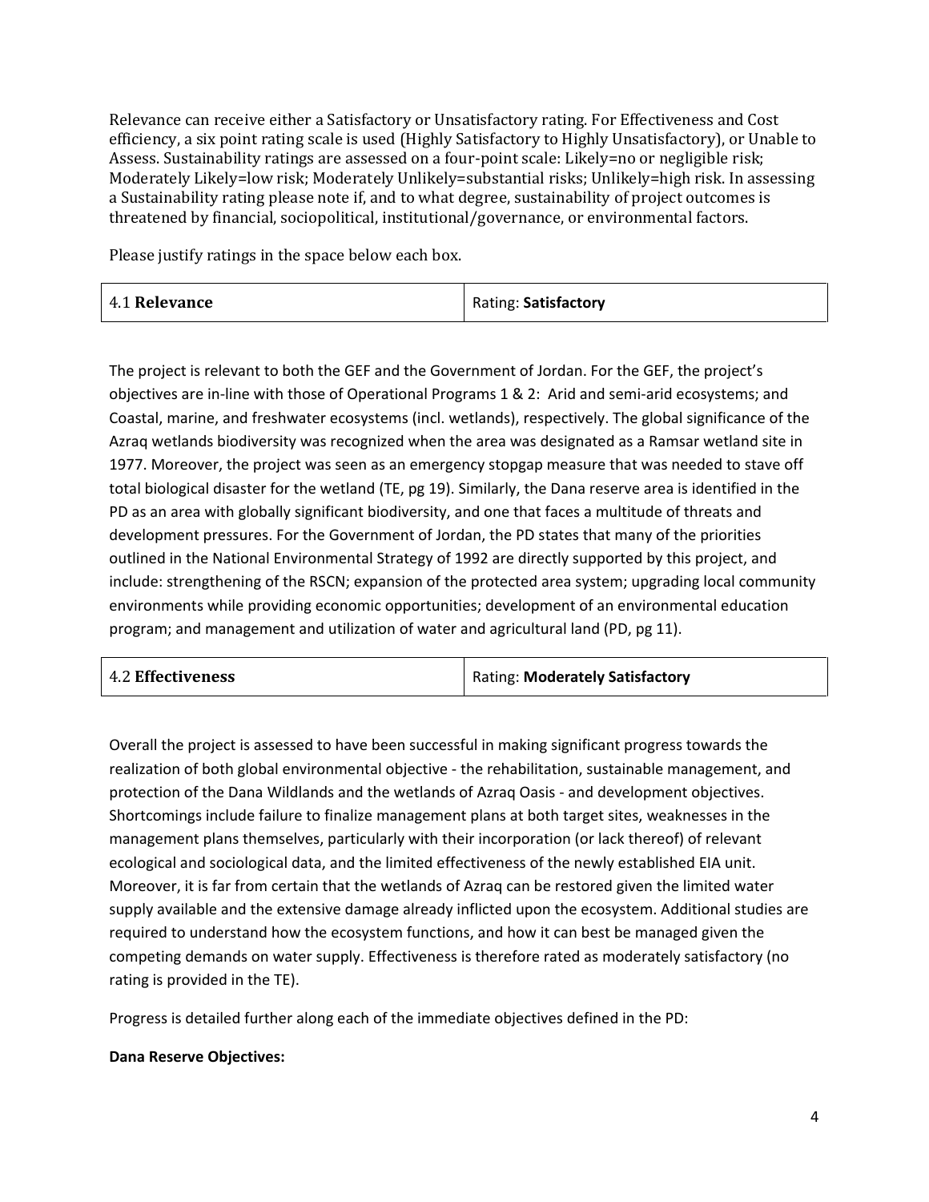Relevance can receive either a Satisfactory or Unsatisfactory rating. For Effectiveness and Cost efficiency, a six point rating scale is used (Highly Satisfactory to Highly Unsatisfactory), or Unable to Assess. Sustainability ratings are assessed on a four-point scale: Likely=no or negligible risk; Moderately Likely=low risk; Moderately Unlikely=substantial risks; Unlikely=high risk. In assessing a Sustainability rating please note if, and to what degree, sustainability of project outcomes is threatened by financial, sociopolitical, institutional/governance, or environmental factors.

Please justify ratings in the space below each box.

| 4.1 **Relevance** | Rating: **Satisfactory** |
|---|---|

The project is relevant to both the GEF and the Government of Jordan. For the GEF, the project's objectives are in-line with those of Operational Programs 1 & 2: Arid and semi-arid ecosystems; and Coastal, marine, and freshwater ecosystems (incl. wetlands), respectively. The global significance of the Azraq wetlands biodiversity was recognized when the area was designated as a Ramsar wetland site in 1977. Moreover, the project was seen as an emergency stopgap measure that was needed to stave off total biological disaster for the wetland (TE, pg 19). Similarly, the Dana reserve area is identified in the PD as an area with globally significant biodiversity, and one that faces a multitude of threats and development pressures. For the Government of Jordan, the PD states that many of the priorities outlined in the National Environmental Strategy of 1992 are directly supported by this project, and include: strengthening of the RSCN; expansion of the protected area system; upgrading local community environments while providing economic opportunities; development of an environmental education program; and management and utilization of water and agricultural land (PD, pg 11).

| 4.2 **Effectiveness** | Rating: **Moderately Satisfactory** |
|---|---|

Overall the project is assessed to have been successful in making significant progress towards the realization of both global environmental objective - the rehabilitation, sustainable management, and protection of the Dana Wildlands and the wetlands of Azraq Oasis - and development objectives. Shortcomings include failure to finalize management plans at both target sites, weaknesses in the management plans themselves, particularly with their incorporation (or lack thereof) of relevant ecological and sociological data, and the limited effectiveness of the newly established EIA unit. Moreover, it is far from certain that the wetlands of Azraq can be restored given the limited water supply available and the extensive damage already inflicted upon the ecosystem. Additional studies are required to understand how the ecosystem functions, and how it can best be managed given the competing demands on water supply. Effectiveness is therefore rated as moderately satisfactory (no rating is provided in the TE).

Progress is detailed further along each of the immediate objectives defined in the PD:

**Dana Reserve Objectives:**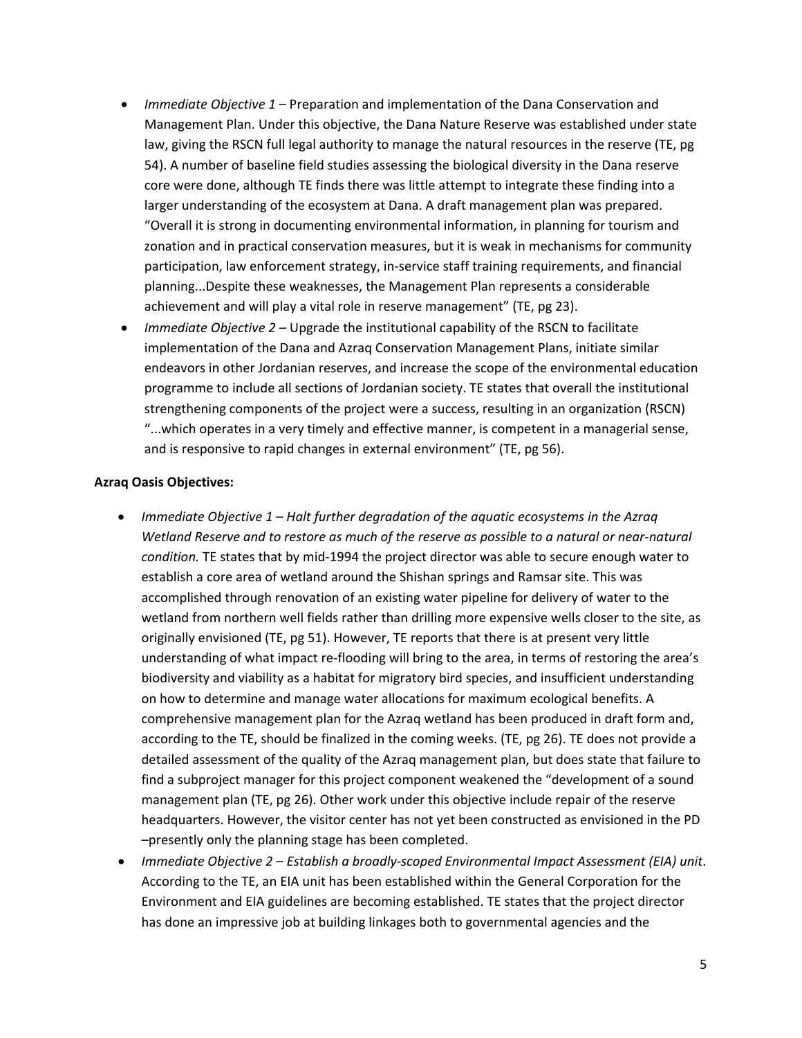- *Immediate Objective 1* – Preparation and implementation of the Dana Conservation and Management Plan. Under this objective, the Dana Nature Reserve was established under state law, giving the RSCN full legal authority to manage the natural resources in the reserve (TE, pg 54). A number of baseline field studies assessing the biological diversity in the Dana reserve core were done, although TE finds there was little attempt to integrate these finding into a larger understanding of the ecosystem at Dana. A draft management plan was prepared. "Overall it is strong in documenting environmental information, in planning for tourism and zonation and in practical conservation measures, but it is weak in mechanisms for community participation, law enforcement strategy, in-service staff training requirements, and financial planning...Despite these weaknesses, the Management Plan represents a considerable achievement and will play a vital role in reserve management" (TE, pg 23).
- *Immediate Objective 2* – Upgrade the institutional capability of the RSCN to facilitate implementation of the Dana and Azraq Conservation Management Plans, initiate similar endeavors in other Jordanian reserves, and increase the scope of the environmental education programme to include all sections of Jordanian society. TE states that overall the institutional strengthening components of the project were a success, resulting in an organization (RSCN) "...which operates in a very timely and effective manner, is competent in a managerial sense, and is responsive to rapid changes in external environment" (TE, pg 56).

**Azraq Oasis Objectives:**

- *Immediate Objective 1 – Halt further degradation of the aquatic ecosystems in the Azraq Wetland Reserve and to restore as much of the reserve as possible to a natural or near-natural condition.* TE states that by mid-1994 the project director was able to secure enough water to establish a core area of wetland around the Shishan springs and Ramsar site. This was accomplished through renovation of an existing water pipeline for delivery of water to the wetland from northern well fields rather than drilling more expensive wells closer to the site, as originally envisioned (TE, pg 51). However, TE reports that there is at present very little understanding of what impact re-flooding will bring to the area, in terms of restoring the area's biodiversity and viability as a habitat for migratory bird species, and insufficient understanding on how to determine and manage water allocations for maximum ecological benefits. A comprehensive management plan for the Azraq wetland has been produced in draft form and, according to the TE, should be finalized in the coming weeks. (TE, pg 26). TE does not provide a detailed assessment of the quality of the Azraq management plan, but does state that failure to find a subproject manager for this project component weakened the "development of a sound management plan (TE, pg 26). Other work under this objective include repair of the reserve headquarters. However, the visitor center has not yet been constructed as envisioned in the PD –presently only the planning stage has been completed.
- *Immediate Objective 2 – Establish a broadly-scoped Environmental Impact Assessment (EIA) unit*. According to the TE, an EIA unit has been established within the General Corporation for the Environment and EIA guidelines are becoming established. TE states that the project director has done an impressive job at building linkages both to governmental agencies and the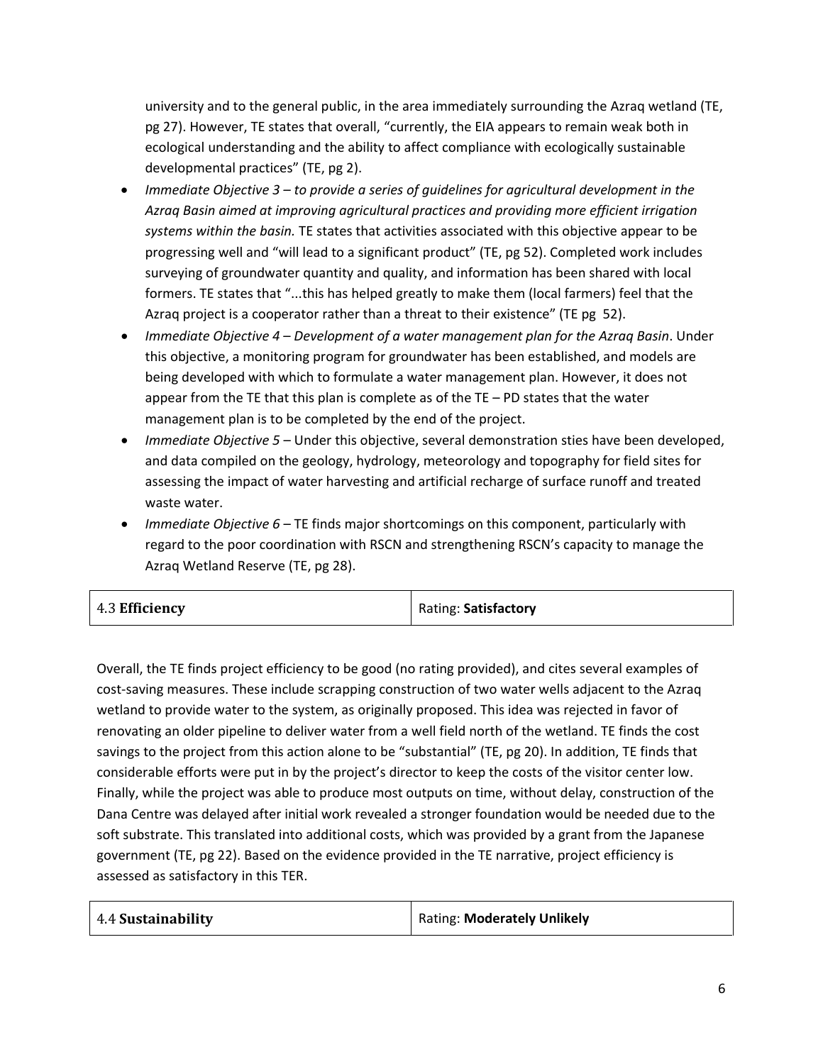university and to the general public, in the area immediately surrounding the Azraq wetland (TE, pg 27). However, TE states that overall, "currently, the EIA appears to remain weak both in ecological understanding and the ability to affect compliance with ecologically sustainable developmental practices" (TE, pg 2).

- *Immediate Objective 3 – to provide a series of guidelines for agricultural development in the Azraq Basin aimed at improving agricultural practices and providing more efficient irrigation systems within the basin.* TE states that activities associated with this objective appear to be progressing well and "will lead to a significant product" (TE, pg 52). Completed work includes surveying of groundwater quantity and quality, and information has been shared with local formers. TE states that "...this has helped greatly to make them (local farmers) feel that the Azraq project is a cooperator rather than a threat to their existence" (TE pg 52).
- *Immediate Objective 4 – Development of a water management plan for the Azraq Basin*. Under this objective, a monitoring program for groundwater has been established, and models are being developed with which to formulate a water management plan. However, it does not appear from the TE that this plan is complete as of the TE – PD states that the water management plan is to be completed by the end of the project.
- *Immediate Objective 5* – Under this objective, several demonstration sties have been developed, and data compiled on the geology, hydrology, meteorology and topography for field sites for assessing the impact of water harvesting and artificial recharge of surface runoff and treated waste water.
- *Immediate Objective 6* – TE finds major shortcomings on this component, particularly with regard to the poor coordination with RSCN and strengthening RSCN's capacity to manage the Azraq Wetland Reserve (TE, pg 28).

| 4.3 **Efficiency** | Rating: **Satisfactory** |
|---|---|

Overall, the TE finds project efficiency to be good (no rating provided), and cites several examples of cost-saving measures. These include scrapping construction of two water wells adjacent to the Azraq wetland to provide water to the system, as originally proposed. This idea was rejected in favor of renovating an older pipeline to deliver water from a well field north of the wetland. TE finds the cost savings to the project from this action alone to be "substantial" (TE, pg 20). In addition, TE finds that considerable efforts were put in by the project's director to keep the costs of the visitor center low. Finally, while the project was able to produce most outputs on time, without delay, construction of the Dana Centre was delayed after initial work revealed a stronger foundation would be needed due to the soft substrate. This translated into additional costs, which was provided by a grant from the Japanese government (TE, pg 22). Based on the evidence provided in the TE narrative, project efficiency is assessed as satisfactory in this TER.

| 4.4 **Sustainability** | Rating: **Moderately Unlikely** |
|---|---|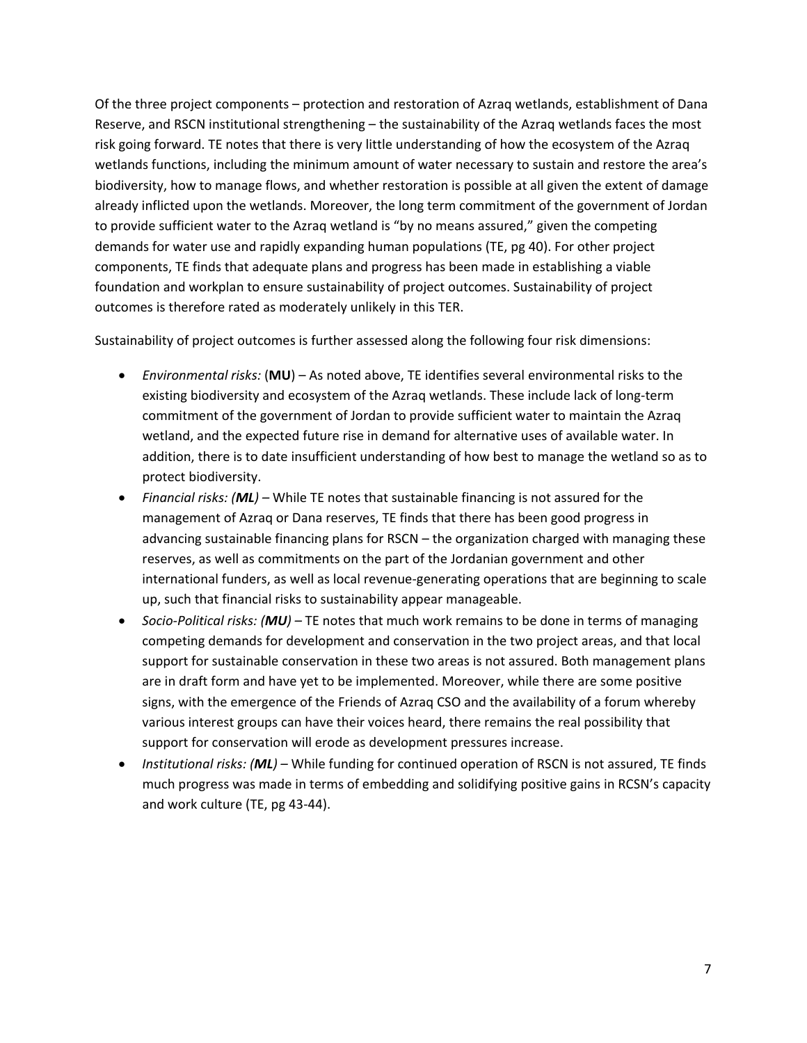Of the three project components – protection and restoration of Azraq wetlands, establishment of Dana Reserve, and RSCN institutional strengthening – the sustainability of the Azraq wetlands faces the most risk going forward. TE notes that there is very little understanding of how the ecosystem of the Azraq wetlands functions, including the minimum amount of water necessary to sustain and restore the area's biodiversity, how to manage flows, and whether restoration is possible at all given the extent of damage already inflicted upon the wetlands. Moreover, the long term commitment of the government of Jordan to provide sufficient water to the Azraq wetland is "by no means assured," given the competing demands for water use and rapidly expanding human populations (TE, pg 40). For other project components, TE finds that adequate plans and progress has been made in establishing a viable foundation and workplan to ensure sustainability of project outcomes. Sustainability of project outcomes is therefore rated as moderately unlikely in this TER.

Sustainability of project outcomes is further assessed along the following four risk dimensions:

- *Environmental risks:* (**MU**) – As noted above, TE identifies several environmental risks to the existing biodiversity and ecosystem of the Azraq wetlands. These include lack of long-term commitment of the government of Jordan to provide sufficient water to maintain the Azraq wetland, and the expected future rise in demand for alternative uses of available water. In addition, there is to date insufficient understanding of how best to manage the wetland so as to protect biodiversity.
- *Financial risks: (**ML**)* – While TE notes that sustainable financing is not assured for the management of Azraq or Dana reserves, TE finds that there has been good progress in advancing sustainable financing plans for RSCN – the organization charged with managing these reserves, as well as commitments on the part of the Jordanian government and other international funders, as well as local revenue-generating operations that are beginning to scale up, such that financial risks to sustainability appear manageable.
- *Socio-Political risks: (**MU**)* – TE notes that much work remains to be done in terms of managing competing demands for development and conservation in the two project areas, and that local support for sustainable conservation in these two areas is not assured. Both management plans are in draft form and have yet to be implemented. Moreover, while there are some positive signs, with the emergence of the Friends of Azraq CSO and the availability of a forum whereby various interest groups can have their voices heard, there remains the real possibility that support for conservation will erode as development pressures increase.
- *Institutional risks: (**ML**)* – While funding for continued operation of RSCN is not assured, TE finds much progress was made in terms of embedding and solidifying positive gains in RCSN's capacity and work culture (TE, pg 43-44).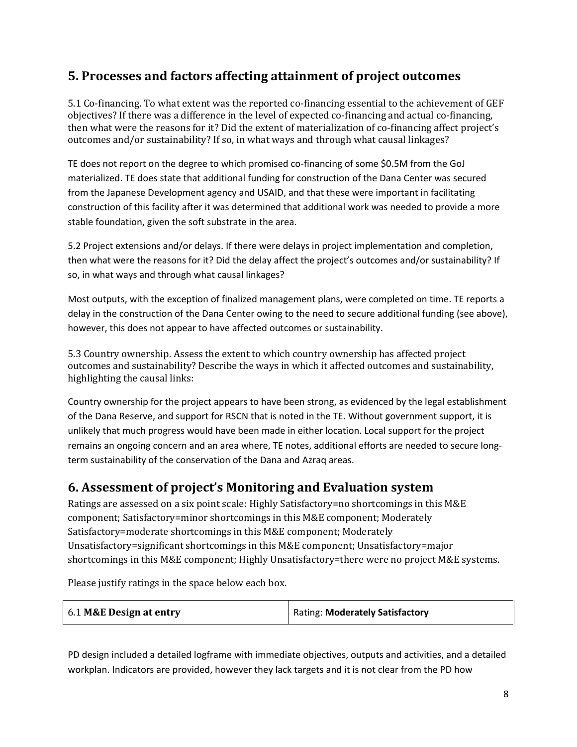## 5. Processes and factors affecting attainment of project outcomes

5.1 Co-financing. To what extent was the reported co-financing essential to the achievement of GEF objectives? If there was a difference in the level of expected co-financing and actual co-financing, then what were the reasons for it? Did the extent of materialization of co-financing affect project's outcomes and/or sustainability? If so, in what ways and through what causal linkages?

TE does not report on the degree to which promised co-financing of some $0.5M from the GoJ materialized. TE does state that additional funding for construction of the Dana Center was secured from the Japanese Development agency and USAID, and that these were important in facilitating construction of this facility after it was determined that additional work was needed to provide a more stable foundation, given the soft substrate in the area.

5.2 Project extensions and/or delays. If there were delays in project implementation and completion, then what were the reasons for it? Did the delay affect the project's outcomes and/or sustainability? If so, in what ways and through what causal linkages?

Most outputs, with the exception of finalized management plans, were completed on time. TE reports a delay in the construction of the Dana Center owing to the need to secure additional funding (see above), however, this does not appear to have affected outcomes or sustainability.

5.3 Country ownership. Assess the extent to which country ownership has affected project outcomes and sustainability? Describe the ways in which it affected outcomes and sustainability, highlighting the causal links:

Country ownership for the project appears to have been strong, as evidenced by the legal establishment of the Dana Reserve, and support for RSCN that is noted in the TE. Without government support, it is unlikely that much progress would have been made in either location. Local support for the project remains an ongoing concern and an area where, TE notes, additional efforts are needed to secure long-term sustainability of the conservation of the Dana and Azraq areas.

## 6. Assessment of project's Monitoring and Evaluation system

Ratings are assessed on a six point scale: Highly Satisfactory=no shortcomings in this M&E component; Satisfactory=minor shortcomings in this M&E component; Moderately Satisfactory=moderate shortcomings in this M&E component; Moderately Unsatisfactory=significant shortcomings in this M&E component; Unsatisfactory=major shortcomings in this M&E component; Highly Unsatisfactory=there were no project M&E systems.

Please justify ratings in the space below each box.

| 6.1 **M&E Design at entry** | Rating: **Moderately Satisfactory** |
|---|---|

PD design included a detailed logframe with immediate objectives, outputs and activities, and a detailed workplan. Indicators are provided, however they lack targets and it is not clear from the PD how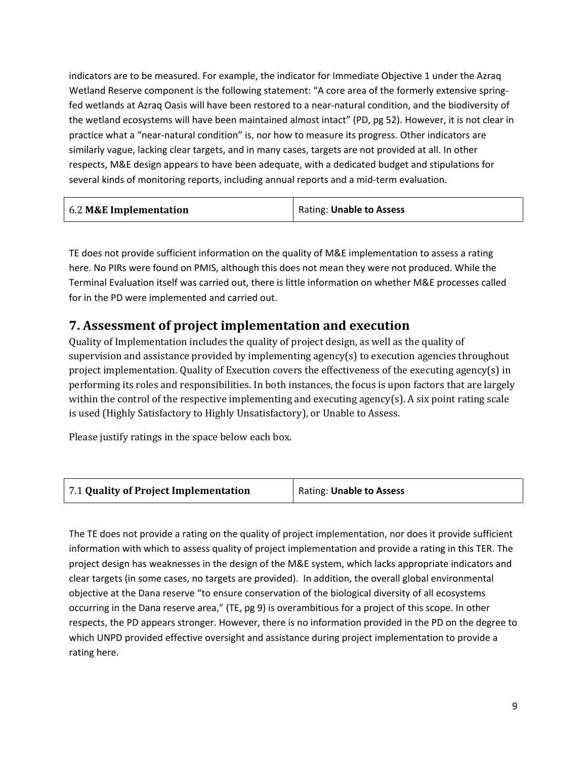indicators are to be measured. For example, the indicator for Immediate Objective 1 under the Azraq Wetland Reserve component is the following statement: "A core area of the formerly extensive spring-fed wetlands at Azraq Oasis will have been restored to a near-natural condition, and the biodiversity of the wetland ecosystems will have been maintained almost intact" (PD, pg 52). However, it is not clear in practice what a "near-natural condition" is, nor how to measure its progress. Other indicators are similarly vague, lacking clear targets, and in many cases, targets are not provided at all. In other respects, M&E design appears to have been adequate, with a dedicated budget and stipulations for several kinds of monitoring reports, including annual reports and a mid-term evaluation.

| 6.2 **M&E Implementation** | Rating: **Unable to Assess** |
|---|---|

TE does not provide sufficient information on the quality of M&E implementation to assess a rating here. No PIRs were found on PMIS, although this does not mean they were not produced. While the Terminal Evaluation itself was carried out, there is little information on whether M&E processes called for in the PD were implemented and carried out.

## 7. Assessment of project implementation and execution

Quality of Implementation includes the quality of project design, as well as the quality of supervision and assistance provided by implementing agency(s) to execution agencies throughout project implementation. Quality of Execution covers the effectiveness of the executing agency(s) in performing its roles and responsibilities. In both instances, the focus is upon factors that are largely within the control of the respective implementing and executing agency(s). A six point rating scale is used (Highly Satisfactory to Highly Unsatisfactory), or Unable to Assess.

Please justify ratings in the space below each box.

| 7.1 **Quality of Project Implementation** | Rating: **Unable to Assess** |
|---|---|

The TE does not provide a rating on the quality of project implementation, nor does it provide sufficient information with which to assess quality of project implementation and provide a rating in this TER. The project design has weaknesses in the design of the M&E system, which lacks appropriate indicators and clear targets (in some cases, no targets are provided). In addition, the overall global environmental objective at the Dana reserve "to ensure conservation of the biological diversity of all ecosystems occurring in the Dana reserve area," (TE, pg 9) is overambitious for a project of this scope. In other respects, the PD appears stronger. However, there is no information provided in the PD on the degree to which UNPD provided effective oversight and assistance during project implementation to provide a rating here.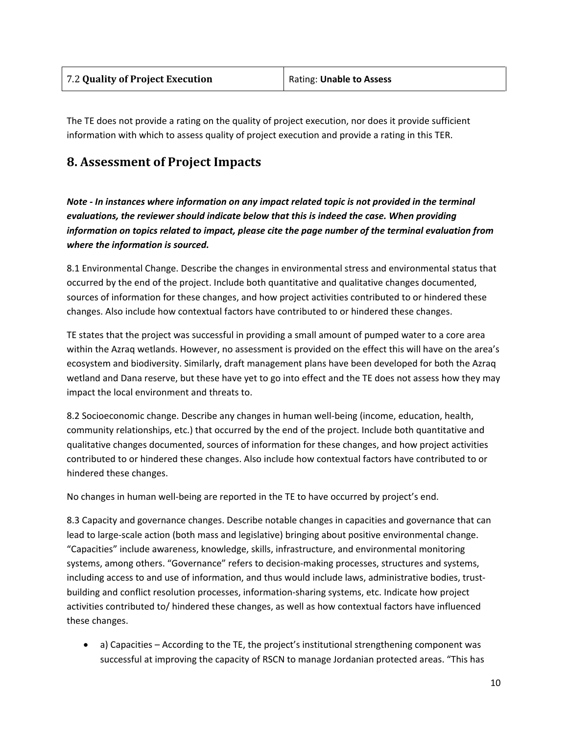| 7.2 **Quality of Project Execution** | Rating: **Unable to Assess** |
|---|---|

The TE does not provide a rating on the quality of project execution, nor does it provide sufficient information with which to assess quality of project execution and provide a rating in this TER.

## 8. Assessment of Project Impacts

***Note - In instances where information on any impact related topic is not provided in the terminal evaluations, the reviewer should indicate below that this is indeed the case. When providing information on topics related to impact, please cite the page number of the terminal evaluation from where the information is sourced.***

8.1 Environmental Change. Describe the changes in environmental stress and environmental status that occurred by the end of the project. Include both quantitative and qualitative changes documented, sources of information for these changes, and how project activities contributed to or hindered these changes. Also include how contextual factors have contributed to or hindered these changes.

TE states that the project was successful in providing a small amount of pumped water to a core area within the Azraq wetlands. However, no assessment is provided on the effect this will have on the area's ecosystem and biodiversity. Similarly, draft management plans have been developed for both the Azraq wetland and Dana reserve, but these have yet to go into effect and the TE does not assess how they may impact the local environment and threats to.

8.2 Socioeconomic change. Describe any changes in human well-being (income, education, health, community relationships, etc.) that occurred by the end of the project. Include both quantitative and qualitative changes documented, sources of information for these changes, and how project activities contributed to or hindered these changes. Also include how contextual factors have contributed to or hindered these changes.

No changes in human well-being are reported in the TE to have occurred by project's end.

8.3 Capacity and governance changes. Describe notable changes in capacities and governance that can lead to large-scale action (both mass and legislative) bringing about positive environmental change. "Capacities" include awareness, knowledge, skills, infrastructure, and environmental monitoring systems, among others. "Governance" refers to decision-making processes, structures and systems, including access to and use of information, and thus would include laws, administrative bodies, trust-building and conflict resolution processes, information-sharing systems, etc. Indicate how project activities contributed to/ hindered these changes, as well as how contextual factors have influenced these changes.

- a) Capacities – According to the TE, the project's institutional strengthening component was successful at improving the capacity of RSCN to manage Jordanian protected areas. "This has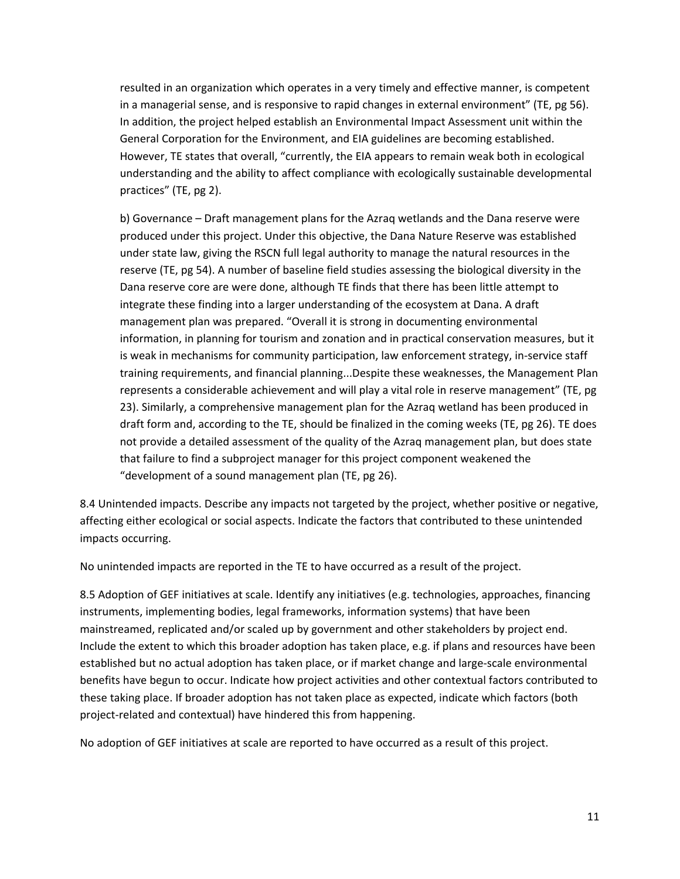resulted in an organization which operates in a very timely and effective manner, is competent in a managerial sense, and is responsive to rapid changes in external environment" (TE, pg 56). In addition, the project helped establish an Environmental Impact Assessment unit within the General Corporation for the Environment, and EIA guidelines are becoming established. However, TE states that overall, "currently, the EIA appears to remain weak both in ecological understanding and the ability to affect compliance with ecologically sustainable developmental practices" (TE, pg 2).

b) Governance – Draft management plans for the Azraq wetlands and the Dana reserve were produced under this project. Under this objective, the Dana Nature Reserve was established under state law, giving the RSCN full legal authority to manage the natural resources in the reserve (TE, pg 54). A number of baseline field studies assessing the biological diversity in the Dana reserve core are were done, although TE finds that there has been little attempt to integrate these finding into a larger understanding of the ecosystem at Dana. A draft management plan was prepared. "Overall it is strong in documenting environmental information, in planning for tourism and zonation and in practical conservation measures, but it is weak in mechanisms for community participation, law enforcement strategy, in-service staff training requirements, and financial planning...Despite these weaknesses, the Management Plan represents a considerable achievement and will play a vital role in reserve management" (TE, pg 23). Similarly, a comprehensive management plan for the Azraq wetland has been produced in draft form and, according to the TE, should be finalized in the coming weeks (TE, pg 26). TE does not provide a detailed assessment of the quality of the Azraq management plan, but does state that failure to find a subproject manager for this project component weakened the "development of a sound management plan (TE, pg 26).

8.4 Unintended impacts. Describe any impacts not targeted by the project, whether positive or negative, affecting either ecological or social aspects. Indicate the factors that contributed to these unintended impacts occurring.

No unintended impacts are reported in the TE to have occurred as a result of the project.

8.5 Adoption of GEF initiatives at scale. Identify any initiatives (e.g. technologies, approaches, financing instruments, implementing bodies, legal frameworks, information systems) that have been mainstreamed, replicated and/or scaled up by government and other stakeholders by project end. Include the extent to which this broader adoption has taken place, e.g. if plans and resources have been established but no actual adoption has taken place, or if market change and large-scale environmental benefits have begun to occur. Indicate how project activities and other contextual factors contributed to these taking place. If broader adoption has not taken place as expected, indicate which factors (both project-related and contextual) have hindered this from happening.

No adoption of GEF initiatives at scale are reported to have occurred as a result of this project.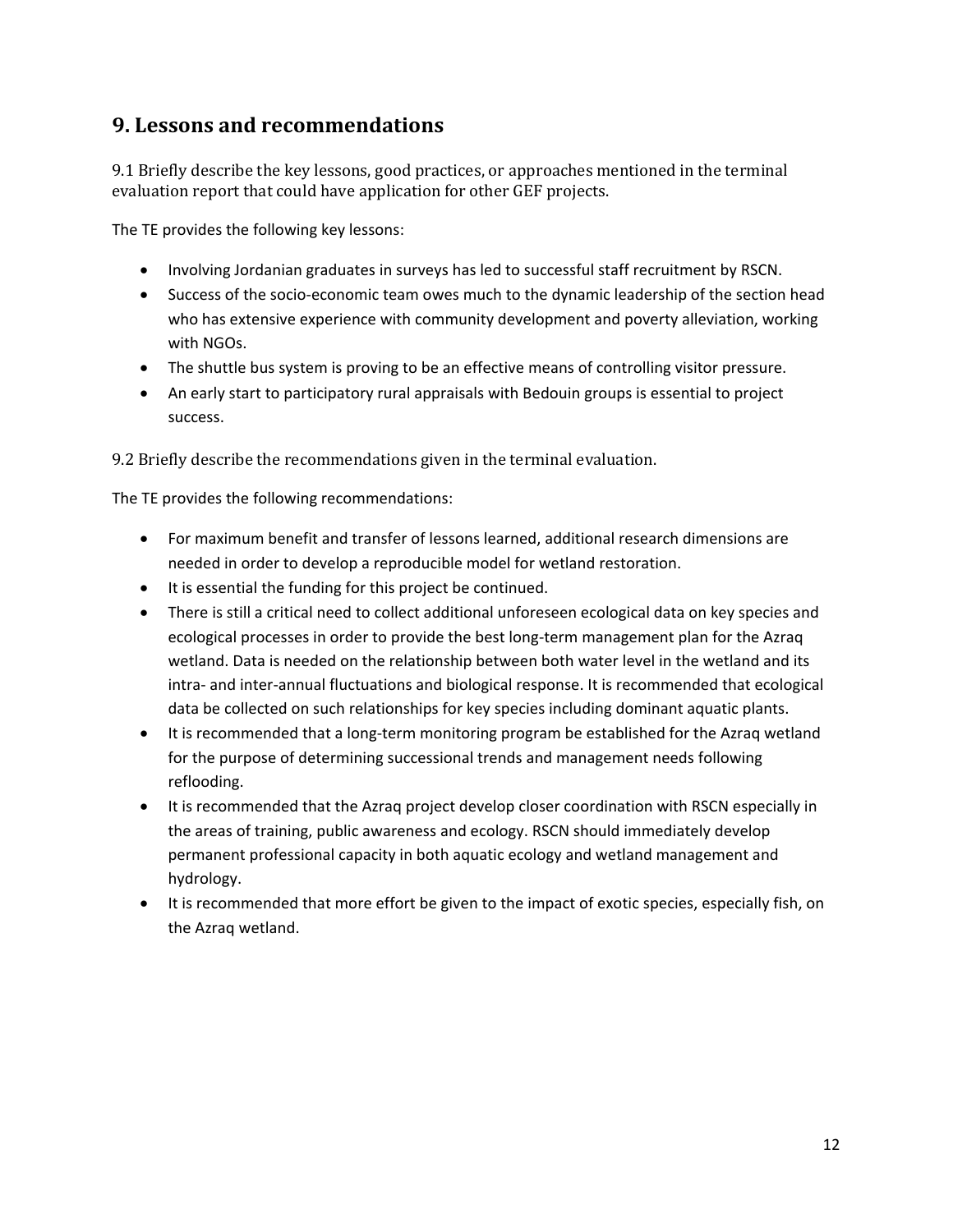## 9. Lessons and recommendations

9.1 Briefly describe the key lessons, good practices, or approaches mentioned in the terminal evaluation report that could have application for other GEF projects.

The TE provides the following key lessons:

- Involving Jordanian graduates in surveys has led to successful staff recruitment by RSCN.
- Success of the socio-economic team owes much to the dynamic leadership of the section head who has extensive experience with community development and poverty alleviation, working with NGOs.
- The shuttle bus system is proving to be an effective means of controlling visitor pressure.
- An early start to participatory rural appraisals with Bedouin groups is essential to project success.

9.2 Briefly describe the recommendations given in the terminal evaluation.

The TE provides the following recommendations:

- For maximum benefit and transfer of lessons learned, additional research dimensions are needed in order to develop a reproducible model for wetland restoration.
- It is essential the funding for this project be continued.
- There is still a critical need to collect additional unforeseen ecological data on key species and ecological processes in order to provide the best long-term management plan for the Azraq wetland. Data is needed on the relationship between both water level in the wetland and its intra- and inter-annual fluctuations and biological response. It is recommended that ecological data be collected on such relationships for key species including dominant aquatic plants.
- It is recommended that a long-term monitoring program be established for the Azraq wetland for the purpose of determining successional trends and management needs following reflooding.
- It is recommended that the Azraq project develop closer coordination with RSCN especially in the areas of training, public awareness and ecology. RSCN should immediately develop permanent professional capacity in both aquatic ecology and wetland management and hydrology.
- It is recommended that more effort be given to the impact of exotic species, especially fish, on the Azraq wetland.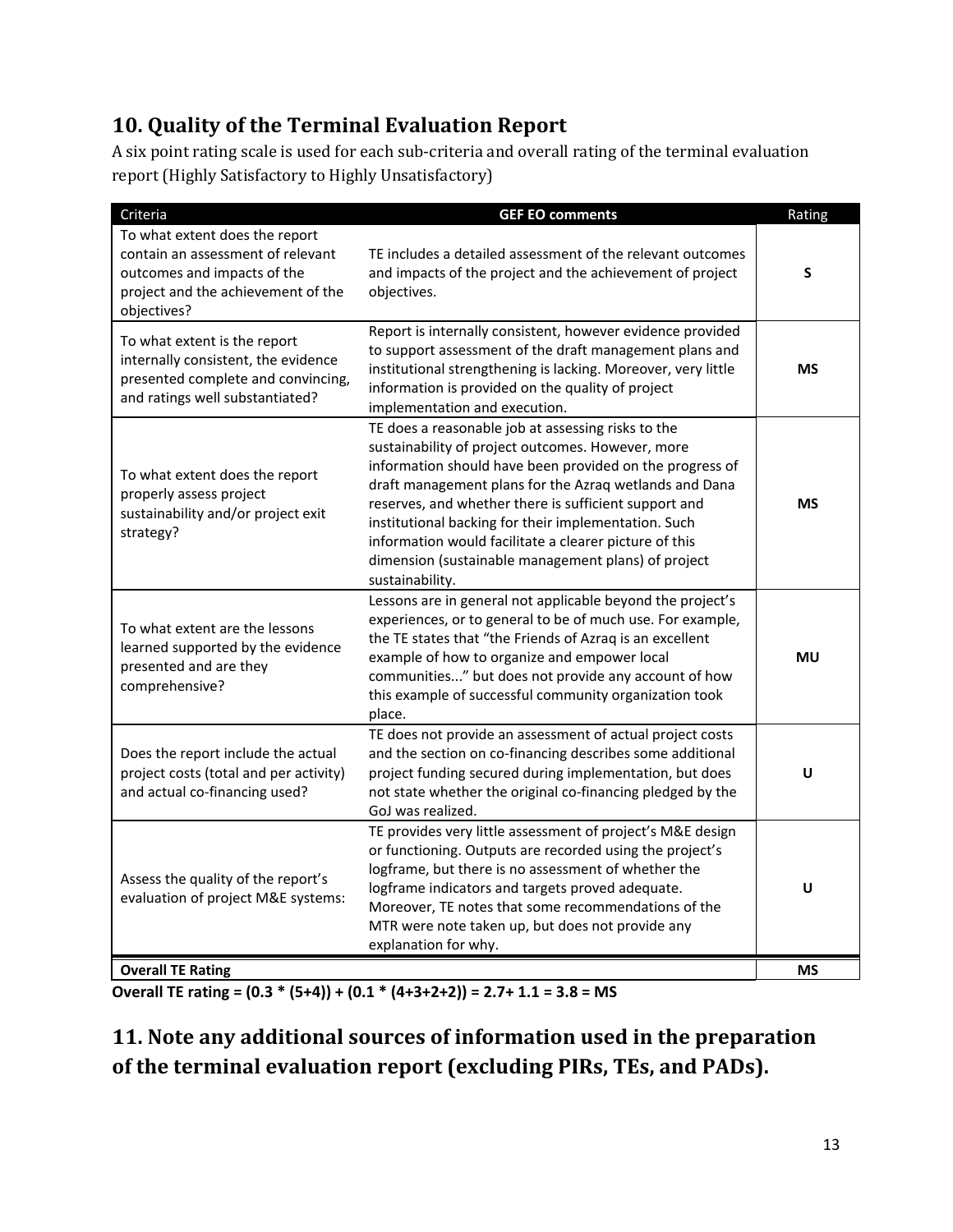## 10. Quality of the Terminal Evaluation Report

A six point rating scale is used for each sub-criteria and overall rating of the terminal evaluation report (Highly Satisfactory to Highly Unsatisfactory)

| Criteria | GEF EO comments | Rating |
|---|---|---|
| To what extent does the report contain an assessment of relevant outcomes and impacts of the project and the achievement of the objectives? | TE includes a detailed assessment of the relevant outcomes and impacts of the project and the achievement of project objectives. | **S** |
| To what extent is the report internally consistent, the evidence presented complete and convincing, and ratings well substantiated? | Report is internally consistent, however evidence provided to support assessment of the draft management plans and institutional strengthening is lacking. Moreover, very little information is provided on the quality of project implementation and execution. | **MS** |
| To what extent does the report properly assess project sustainability and/or project exit strategy? | TE does a reasonable job at assessing risks to the sustainability of project outcomes. However, more information should have been provided on the progress of draft management plans for the Azraq wetlands and Dana reserves, and whether there is sufficient support and institutional backing for their implementation. Such information would facilitate a clearer picture of this dimension (sustainable management plans) of project sustainability. | **MS** |
| To what extent are the lessons learned supported by the evidence presented and are they comprehensive? | Lessons are in general not applicable beyond the project's experiences, or to general to be of much use. For example, the TE states that "the Friends of Azraq is an excellent example of how to organize and empower local communities..." but does not provide any account of how this example of successful community organization took place. | **MU** |
| Does the report include the actual project costs (total and per activity) and actual co-financing used? | TE does not provide an assessment of actual project costs and the section on co-financing describes some additional project funding secured during implementation, but does not state whether the original co-financing pledged by the GoJ was realized. | **U** |
| Assess the quality of the report's evaluation of project M&E systems: | TE provides very little assessment of project's M&E design or functioning. Outputs are recorded using the project's logframe, but there is no assessment of whether the logframe indicators and targets proved adequate. Moreover, TE notes that some recommendations of the MTR were note taken up, but does not provide any explanation for why. | **U** |
| **Overall TE Rating** | | **MS** |

**Overall TE rating = (0.3 * (5+4)) + (0.1 * (4+3+2+2)) = 2.7+ 1.1 = 3.8 = MS**

## 11. Note any additional sources of information used in the preparation of the terminal evaluation report (excluding PIRs, TEs, and PADs).